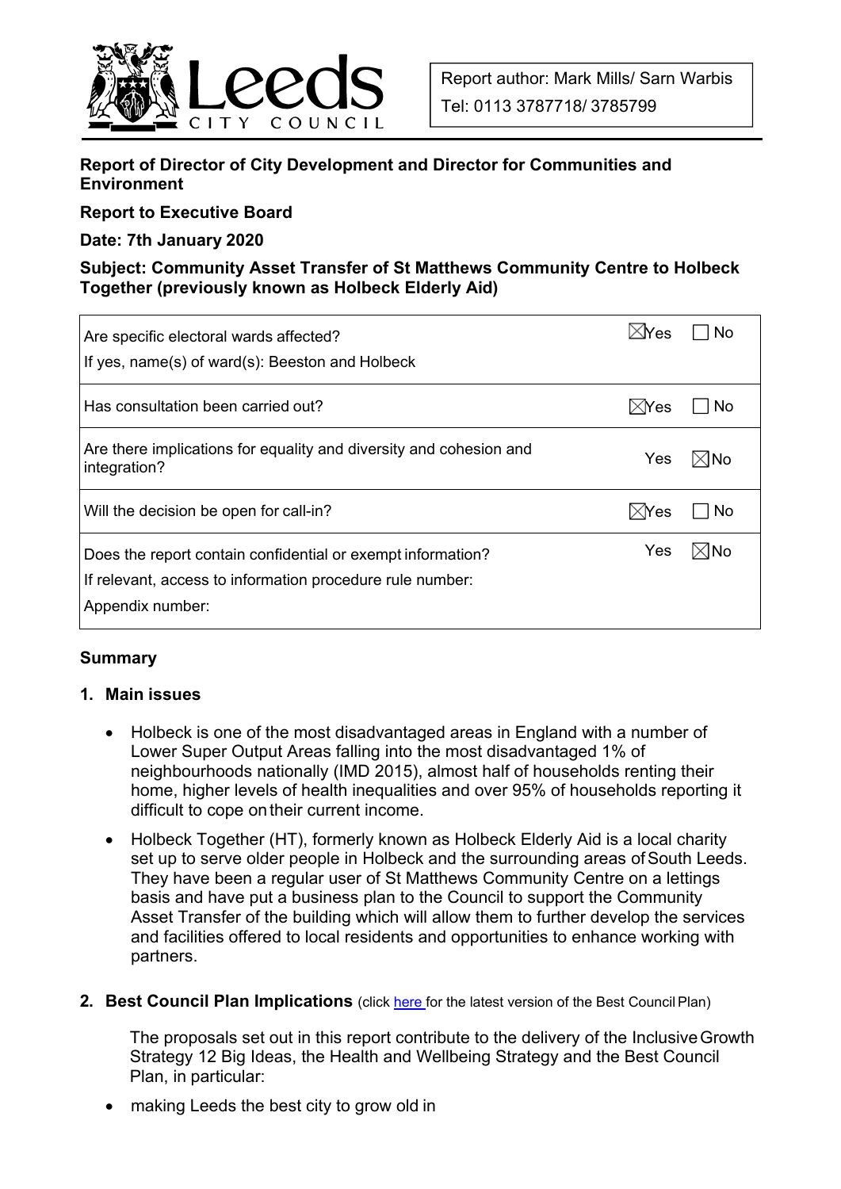Report author: Mark Mills/ Sarn Warbis

Tel: 0113 3787718/ 3785799

**Report of Director of City Development and Director for Communities and Environment**

**Report to Executive Board**

**Date: 7th January 2020**

**Subject: Community Asset Transfer of St Matthews Community Centre to Holbeck Together (previously known as Holbeck Elderly Aid)**

| | |
|---|---|
| Are specific electoral wards affected?<br>If yes, name(s) of ward(s): Beeston and Holbeck | ☒ Yes ☐ No |
| Has consultation been carried out? | ☒ Yes ☐ No |
| Are there implications for equality and diversity and cohesion and integration? | ☐ Yes ☒ No |
| Will the decision be open for call-in? | ☒ Yes ☐ No |
| Does the report contain confidential or exempt information?<br>If relevant, access to information procedure rule number:<br>Appendix number: | ☐ Yes ☒ No |

## Summary

### 1. Main issues

- Holbeck is one of the most disadvantaged areas in England with a number of Lower Super Output Areas falling into the most disadvantaged 1% of neighbourhoods nationally (IMD 2015), almost half of households renting their home, higher levels of health inequalities and over 95% of households reporting it difficult to cope on their current income.
- Holbeck Together (HT), formerly known as Holbeck Elderly Aid is a local charity set up to serve older people in Holbeck and the surrounding areas of South Leeds. They have been a regular user of St Matthews Community Centre on a lettings basis and have put a business plan to the Council to support the Community Asset Transfer of the building which will allow them to further develop the services and facilities offered to local residents and opportunities to enhance working with partners.

### 2. Best Council Plan Implications (click here for the latest version of the Best Council Plan)

The proposals set out in this report contribute to the delivery of the Inclusive Growth Strategy 12 Big Ideas, the Health and Wellbeing Strategy and the Best Council Plan, in particular:

- making Leeds the best city to grow old in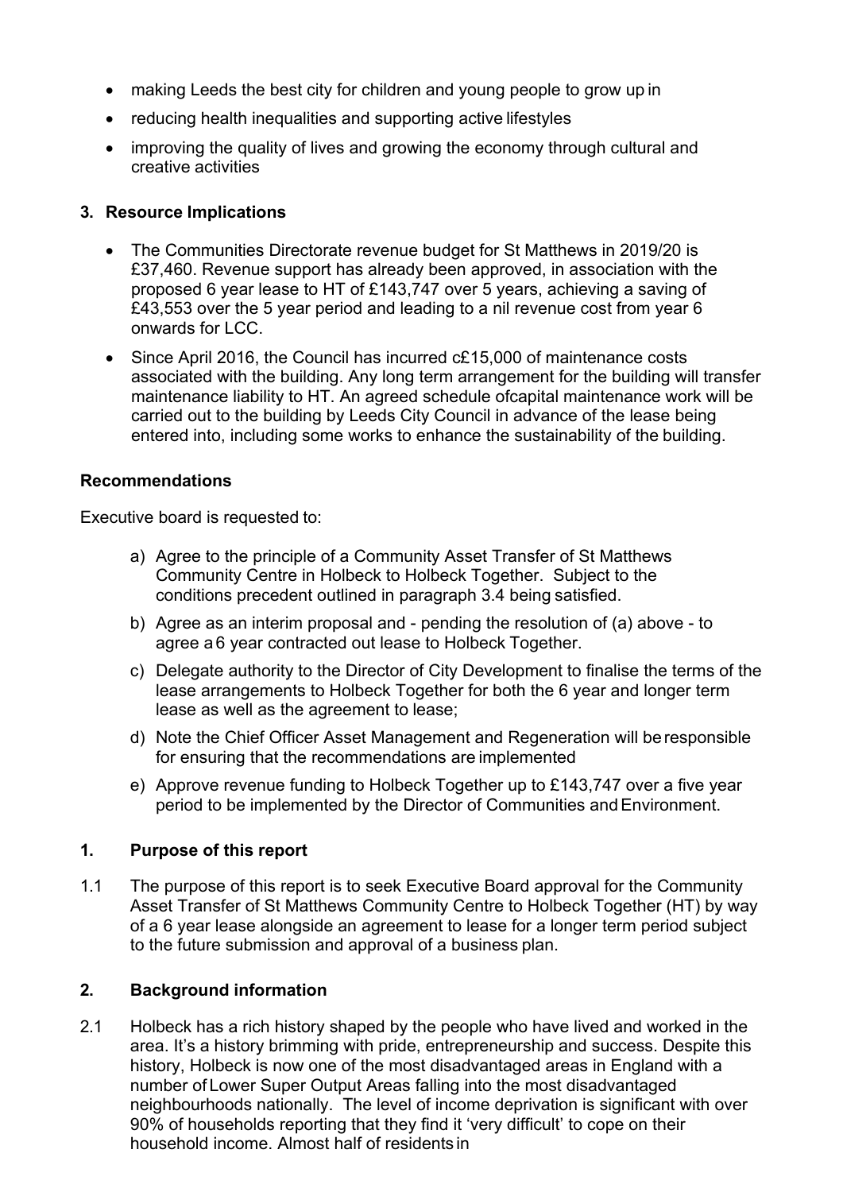- making Leeds the best city for children and young people to grow up in
- reducing health inequalities and supporting active lifestyles
- improving the quality of lives and growing the economy through cultural and creative activities

## 3. Resource Implications

- The Communities Directorate revenue budget for St Matthews in 2019/20 is £37,460. Revenue support has already been approved, in association with the proposed 6 year lease to HT of £143,747 over 5 years, achieving a saving of £43,553 over the 5 year period and leading to a nil revenue cost from year 6 onwards for LCC.
- Since April 2016, the Council has incurred c£15,000 of maintenance costs associated with the building. Any long term arrangement for the building will transfer maintenance liability to HT. An agreed schedule ofcapital maintenance work will be carried out to the building by Leeds City Council in advance of the lease being entered into, including some works to enhance the sustainability of the building.

## Recommendations

Executive board is requested to:

a) Agree to the principle of a Community Asset Transfer of St Matthews Community Centre in Holbeck to Holbeck Together. Subject to the conditions precedent outlined in paragraph 3.4 being satisfied.

b) Agree as an interim proposal and - pending the resolution of (a) above - to agree a 6 year contracted out lease to Holbeck Together.

c) Delegate authority to the Director of City Development to finalise the terms of the lease arrangements to Holbeck Together for both the 6 year and longer term lease as well as the agreement to lease;

d) Note the Chief Officer Asset Management and Regeneration will be responsible for ensuring that the recommendations are implemented

e) Approve revenue funding to Holbeck Together up to £143,747 over a five year period to be implemented by the Director of Communities and Environment.

## 1. Purpose of this report

1.1 The purpose of this report is to seek Executive Board approval for the Community Asset Transfer of St Matthews Community Centre to Holbeck Together (HT) by way of a 6 year lease alongside an agreement to lease for a longer term period subject to the future submission and approval of a business plan.

## 2. Background information

2.1 Holbeck has a rich history shaped by the people who have lived and worked in the area. It's a history brimming with pride, entrepreneurship and success. Despite this history, Holbeck is now one of the most disadvantaged areas in England with a number of Lower Super Output Areas falling into the most disadvantaged neighbourhoods nationally. The level of income deprivation is significant with over 90% of households reporting that they find it 'very difficult' to cope on their household income. Almost half of residents in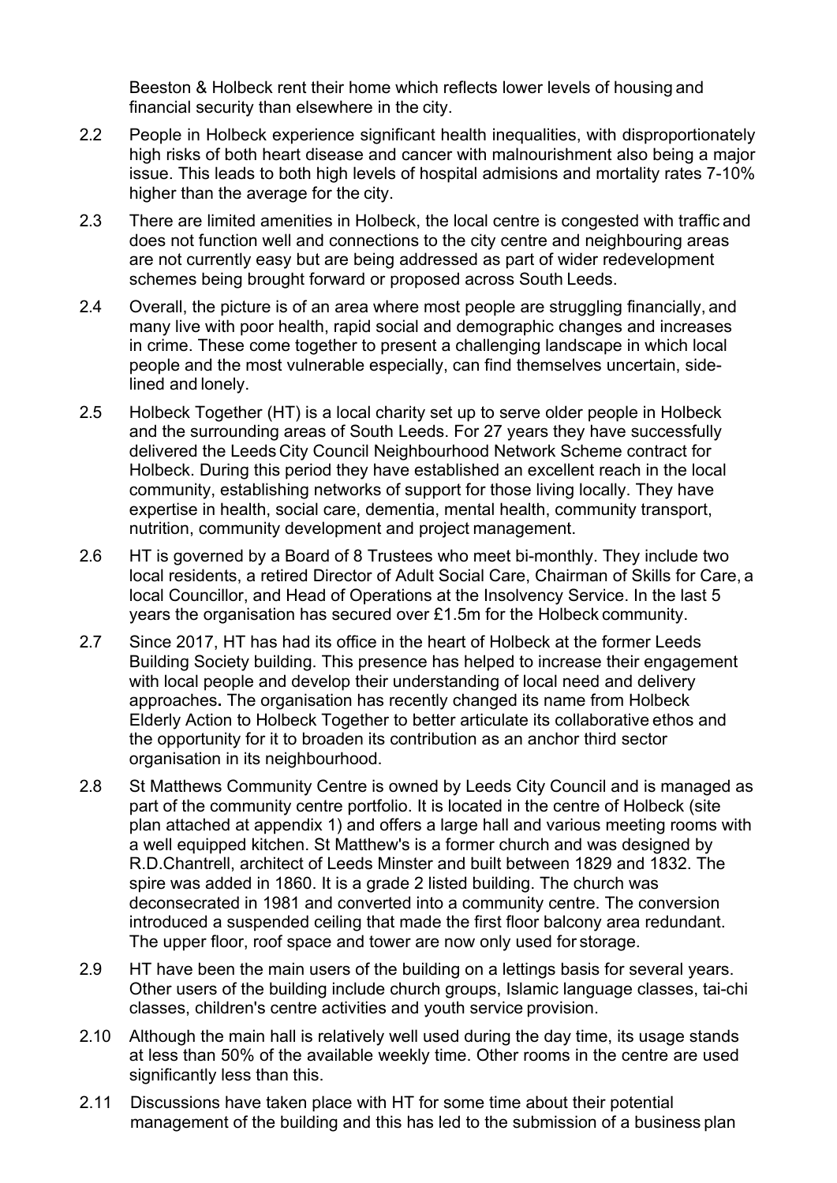Beeston & Holbeck rent their home which reflects lower levels of housing and financial security than elsewhere in the city.

2.2 People in Holbeck experience significant health inequalities, with disproportionately high risks of both heart disease and cancer with malnourishment also being a major issue. This leads to both high levels of hospital admisions and mortality rates 7-10% higher than the average for the city.

2.3 There are limited amenities in Holbeck, the local centre is congested with traffic and does not function well and connections to the city centre and neighbouring areas are not currently easy but are being addressed as part of wider redevelopment schemes being brought forward or proposed across South Leeds.

2.4 Overall, the picture is of an area where most people are struggling financially, and many live with poor health, rapid social and demographic changes and increases in crime. These come together to present a challenging landscape in which local people and the most vulnerable especially, can find themselves uncertain, side-lined and lonely.

2.5 Holbeck Together (HT) is a local charity set up to serve older people in Holbeck and the surrounding areas of South Leeds. For 27 years they have successfully delivered the Leeds City Council Neighbourhood Network Scheme contract for Holbeck. During this period they have established an excellent reach in the local community, establishing networks of support for those living locally. They have expertise in health, social care, dementia, mental health, community transport, nutrition, community development and project management.

2.6 HT is governed by a Board of 8 Trustees who meet bi-monthly. They include two local residents, a retired Director of Adult Social Care, Chairman of Skills for Care, a local Councillor, and Head of Operations at the Insolvency Service. In the last 5 years the organisation has secured over £1.5m for the Holbeck community.

2.7 Since 2017, HT has had its office in the heart of Holbeck at the former Leeds Building Society building. This presence has helped to increase their engagement with local people and develop their understanding of local need and delivery approaches**.** The organisation has recently changed its name from Holbeck Elderly Action to Holbeck Together to better articulate its collaborative ethos and the opportunity for it to broaden its contribution as an anchor third sector organisation in its neighbourhood.

2.8 St Matthews Community Centre is owned by Leeds City Council and is managed as part of the community centre portfolio. It is located in the centre of Holbeck (site plan attached at appendix 1) and offers a large hall and various meeting rooms with a well equipped kitchen. St Matthew's is a former church and was designed by R.D.Chantrell, architect of Leeds Minster and built between 1829 and 1832. The spire was added in 1860. It is a grade 2 listed building. The church was deconsecrated in 1981 and converted into a community centre. The conversion introduced a suspended ceiling that made the first floor balcony area redundant. The upper floor, roof space and tower are now only used for storage.

2.9 HT have been the main users of the building on a lettings basis for several years. Other users of the building include church groups, Islamic language classes, tai-chi classes, children's centre activities and youth service provision.

2.10 Although the main hall is relatively well used during the day time, its usage stands at less than 50% of the available weekly time. Other rooms in the centre are used significantly less than this.

2.11 Discussions have taken place with HT for some time about their potential management of the building and this has led to the submission of a business plan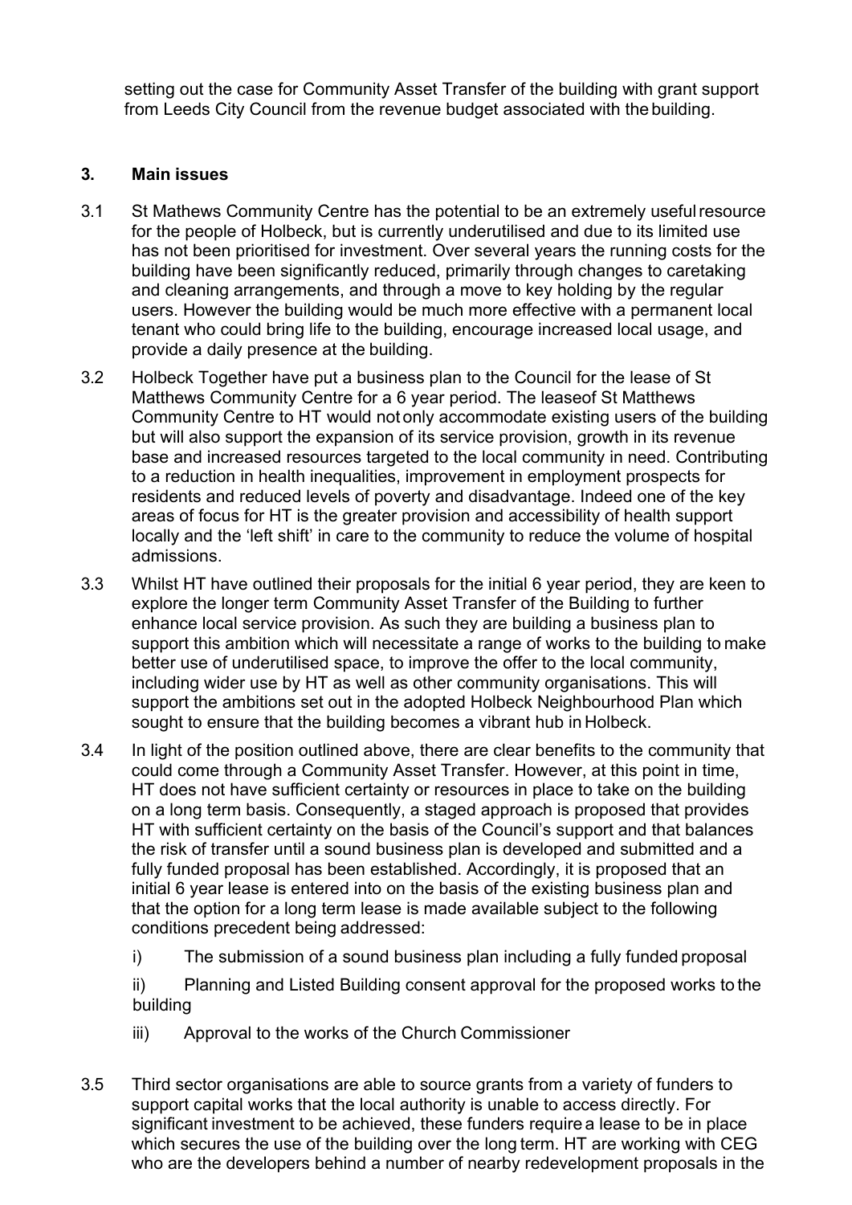setting out the case for Community Asset Transfer of the building with grant support from Leeds City Council from the revenue budget associated with the building.

## 3. Main issues

3.1 St Mathews Community Centre has the potential to be an extremely useful resource for the people of Holbeck, but is currently underutilised and due to its limited use has not been prioritised for investment. Over several years the running costs for the building have been significantly reduced, primarily through changes to caretaking and cleaning arrangements, and through a move to key holding by the regular users. However the building would be much more effective with a permanent local tenant who could bring life to the building, encourage increased local usage, and provide a daily presence at the building.

3.2 Holbeck Together have put a business plan to the Council for the lease of St Matthews Community Centre for a 6 year period. The leaseof St Matthews Community Centre to HT would not only accommodate existing users of the building but will also support the expansion of its service provision, growth in its revenue base and increased resources targeted to the local community in need. Contributing to a reduction in health inequalities, improvement in employment prospects for residents and reduced levels of poverty and disadvantage. Indeed one of the key areas of focus for HT is the greater provision and accessibility of health support locally and the 'left shift' in care to the community to reduce the volume of hospital admissions.

3.3 Whilst HT have outlined their proposals for the initial 6 year period, they are keen to explore the longer term Community Asset Transfer of the Building to further enhance local service provision. As such they are building a business plan to support this ambition which will necessitate a range of works to the building to make better use of underutilised space, to improve the offer to the local community, including wider use by HT as well as other community organisations. This will support the ambitions set out in the adopted Holbeck Neighbourhood Plan which sought to ensure that the building becomes a vibrant hub in Holbeck.

3.4 In light of the position outlined above, there are clear benefits to the community that could come through a Community Asset Transfer. However, at this point in time, HT does not have sufficient certainty or resources in place to take on the building on a long term basis. Consequently, a staged approach is proposed that provides HT with sufficient certainty on the basis of the Council's support and that balances the risk of transfer until a sound business plan is developed and submitted and a fully funded proposal has been established. Accordingly, it is proposed that an initial 6 year lease is entered into on the basis of the existing business plan and that the option for a long term lease is made available subject to the following conditions precedent being addressed:

i) The submission of a sound business plan including a fully funded proposal

ii) Planning and Listed Building consent approval for the proposed works to the building

iii) Approval to the works of the Church Commissioner

3.5 Third sector organisations are able to source grants from a variety of funders to support capital works that the local authority is unable to access directly. For significant investment to be achieved, these funders require a lease to be in place which secures the use of the building over the long term. HT are working with CEG who are the developers behind a number of nearby redevelopment proposals in the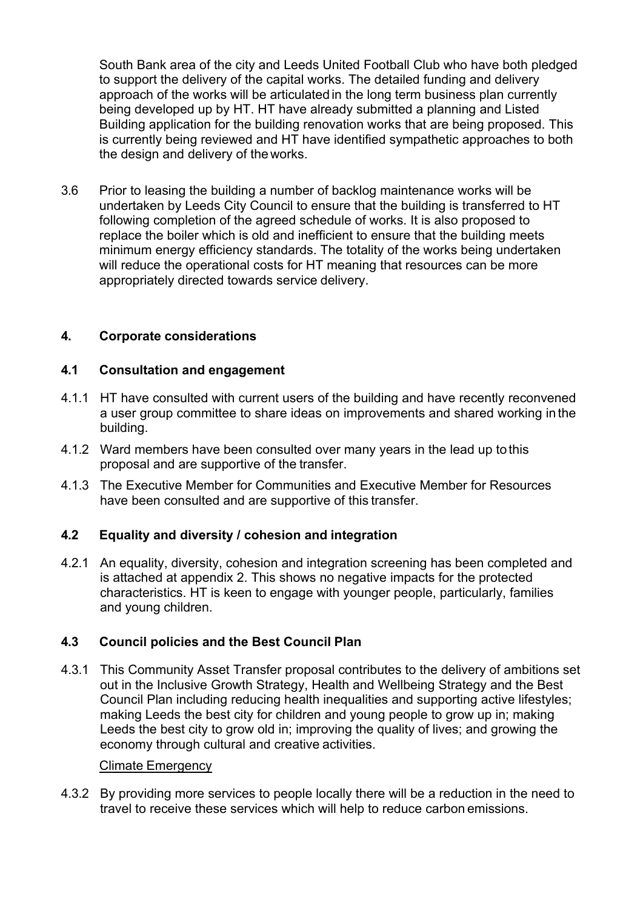South Bank area of the city and Leeds United Football Club who have both pledged to support the delivery of the capital works. The detailed funding and delivery approach of the works will be articulated in the long term business plan currently being developed up by HT. HT have already submitted a planning and Listed Building application for the building renovation works that are being proposed. This is currently being reviewed and HT have identified sympathetic approaches to both the design and delivery of the works.

3.6 Prior to leasing the building a number of backlog maintenance works will be undertaken by Leeds City Council to ensure that the building is transferred to HT following completion of the agreed schedule of works. It is also proposed to replace the boiler which is old and inefficient to ensure that the building meets minimum energy efficiency standards. The totality of the works being undertaken will reduce the operational costs for HT meaning that resources can be more appropriately directed towards service delivery.

## 4. Corporate considerations

### 4.1 Consultation and engagement

4.1.1 HT have consulted with current users of the building and have recently reconvened a user group committee to share ideas on improvements and shared working in the building.

4.1.2 Ward members have been consulted over many years in the lead up to this proposal and are supportive of the transfer.

4.1.3 The Executive Member for Communities and Executive Member for Resources have been consulted and are supportive of this transfer.

### 4.2 Equality and diversity / cohesion and integration

4.2.1 An equality, diversity, cohesion and integration screening has been completed and is attached at appendix 2. This shows no negative impacts for the protected characteristics. HT is keen to engage with younger people, particularly, families and young children.

### 4.3 Council policies and the Best Council Plan

4.3.1 This Community Asset Transfer proposal contributes to the delivery of ambitions set out in the Inclusive Growth Strategy, Health and Wellbeing Strategy and the Best Council Plan including reducing health inequalities and supporting active lifestyles; making Leeds the best city for children and young people to grow up in; making Leeds the best city to grow old in; improving the quality of lives; and growing the economy through cultural and creative activities.

Climate Emergency

4.3.2 By providing more services to people locally there will be a reduction in the need to travel to receive these services which will help to reduce carbon emissions.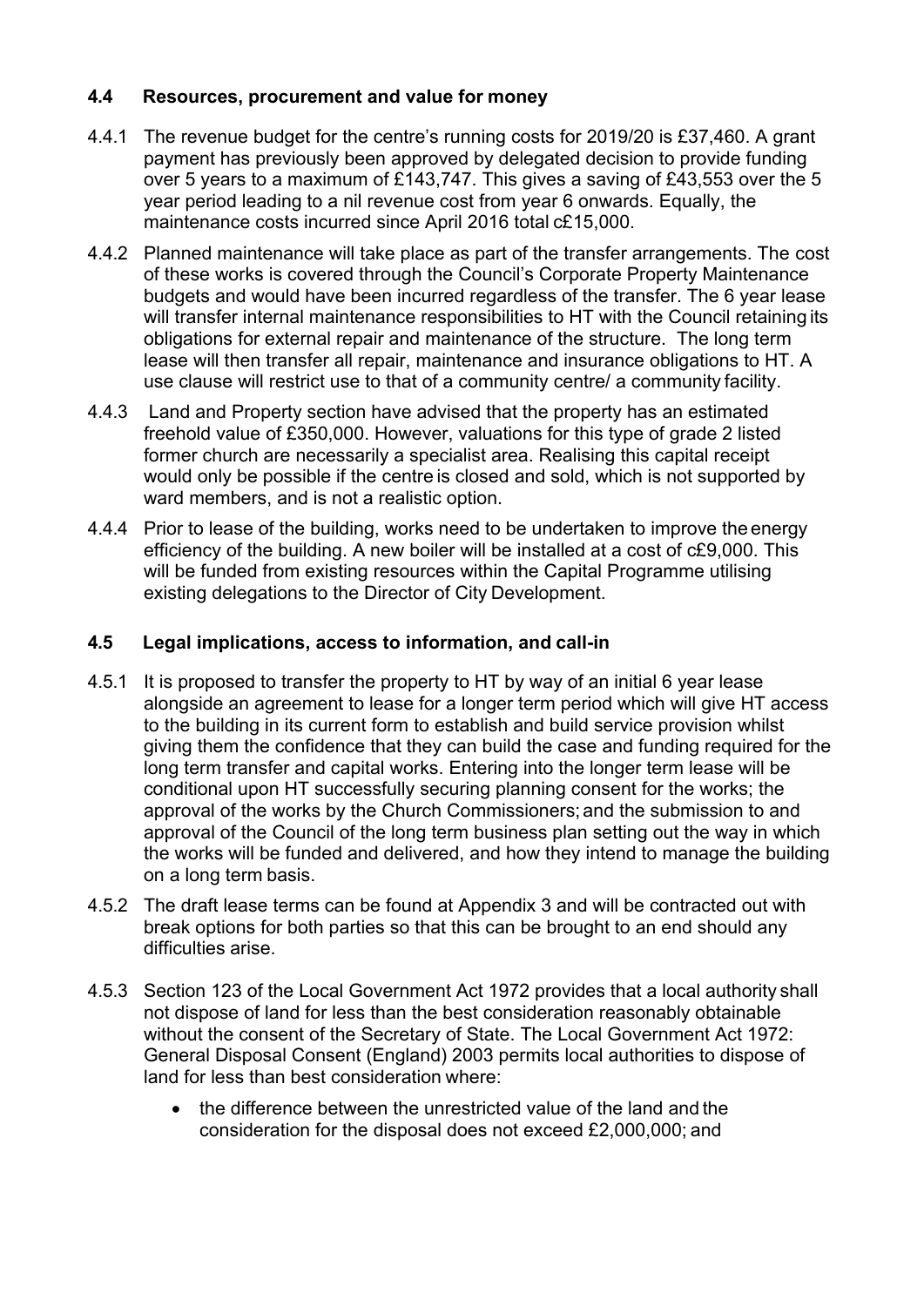### 4.4 Resources, procurement and value for money

4.4.1 The revenue budget for the centre's running costs for 2019/20 is £37,460. A grant payment has previously been approved by delegated decision to provide funding over 5 years to a maximum of £143,747. This gives a saving of £43,553 over the 5 year period leading to a nil revenue cost from year 6 onwards. Equally, the maintenance costs incurred since April 2016 total c£15,000.

4.4.2 Planned maintenance will take place as part of the transfer arrangements. The cost of these works is covered through the Council's Corporate Property Maintenance budgets and would have been incurred regardless of the transfer. The 6 year lease will transfer internal maintenance responsibilities to HT with the Council retaining its obligations for external repair and maintenance of the structure. The long term lease will then transfer all repair, maintenance and insurance obligations to HT. A use clause will restrict use to that of a community centre/ a community facility.

4.4.3 Land and Property section have advised that the property has an estimated freehold value of £350,000. However, valuations for this type of grade 2 listed former church are necessarily a specialist area. Realising this capital receipt would only be possible if the centre is closed and sold, which is not supported by ward members, and is not a realistic option.

4.4.4 Prior to lease of the building, works need to be undertaken to improve the energy efficiency of the building. A new boiler will be installed at a cost of c£9,000. This will be funded from existing resources within the Capital Programme utilising existing delegations to the Director of City Development.

### 4.5 Legal implications, access to information, and call-in

4.5.1 It is proposed to transfer the property to HT by way of an initial 6 year lease alongside an agreement to lease for a longer term period which will give HT access to the building in its current form to establish and build service provision whilst giving them the confidence that they can build the case and funding required for the long term transfer and capital works. Entering into the longer term lease will be conditional upon HT successfully securing planning consent for the works; the approval of the works by the Church Commissioners; and the submission to and approval of the Council of the long term business plan setting out the way in which the works will be funded and delivered, and how they intend to manage the building on a long term basis.

4.5.2 The draft lease terms can be found at Appendix 3 and will be contracted out with break options for both parties so that this can be brought to an end should any difficulties arise.

4.5.3 Section 123 of the Local Government Act 1972 provides that a local authority shall not dispose of land for less than the best consideration reasonably obtainable without the consent of the Secretary of State. The Local Government Act 1972: General Disposal Consent (England) 2003 permits local authorities to dispose of land for less than best consideration where:

- the difference between the unrestricted value of the land and the consideration for the disposal does not exceed £2,000,000; and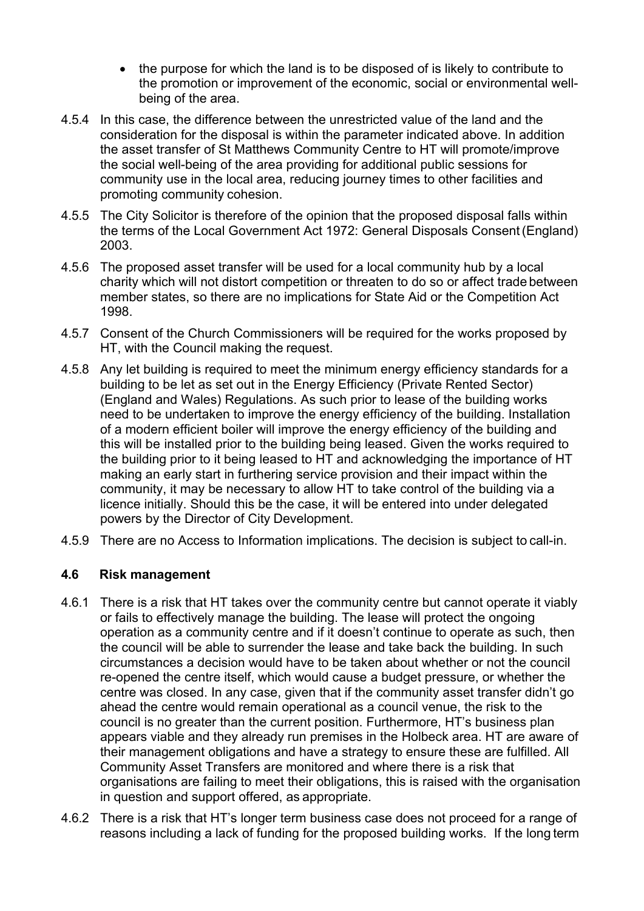- the purpose for which the land is to be disposed of is likely to contribute to the promotion or improvement of the economic, social or environmental well-being of the area.

4.5.4 In this case, the difference between the unrestricted value of the land and the consideration for the disposal is within the parameter indicated above. In addition the asset transfer of St Matthews Community Centre to HT will promote/improve the social well-being of the area providing for additional public sessions for community use in the local area, reducing journey times to other facilities and promoting community cohesion.

4.5.5 The City Solicitor is therefore of the opinion that the proposed disposal falls within the terms of the Local Government Act 1972: General Disposals Consent (England) 2003.

4.5.6 The proposed asset transfer will be used for a local community hub by a local charity which will not distort competition or threaten to do so or affect trade between member states, so there are no implications for State Aid or the Competition Act 1998.

4.5.7 Consent of the Church Commissioners will be required for the works proposed by HT, with the Council making the request.

4.5.8 Any let building is required to meet the minimum energy efficiency standards for a building to be let as set out in the Energy Efficiency (Private Rented Sector) (England and Wales) Regulations. As such prior to lease of the building works need to be undertaken to improve the energy efficiency of the building. Installation of a modern efficient boiler will improve the energy efficiency of the building and this will be installed prior to the building being leased. Given the works required to the building prior to it being leased to HT and acknowledging the importance of HT making an early start in furthering service provision and their impact within the community, it may be necessary to allow HT to take control of the building via a licence initially. Should this be the case, it will be entered into under delegated powers by the Director of City Development.

4.5.9 There are no Access to Information implications. The decision is subject to call-in.

### 4.6 Risk management

4.6.1 There is a risk that HT takes over the community centre but cannot operate it viably or fails to effectively manage the building. The lease will protect the ongoing operation as a community centre and if it doesn't continue to operate as such, then the council will be able to surrender the lease and take back the building. In such circumstances a decision would have to be taken about whether or not the council re-opened the centre itself, which would cause a budget pressure, or whether the centre was closed. In any case, given that if the community asset transfer didn't go ahead the centre would remain operational as a council venue, the risk to the council is no greater than the current position. Furthermore, HT's business plan appears viable and they already run premises in the Holbeck area. HT are aware of their management obligations and have a strategy to ensure these are fulfilled. All Community Asset Transfers are monitored and where there is a risk that organisations are failing to meet their obligations, this is raised with the organisation in question and support offered, as appropriate.

4.6.2 There is a risk that HT's longer term business case does not proceed for a range of reasons including a lack of funding for the proposed building works. If the long term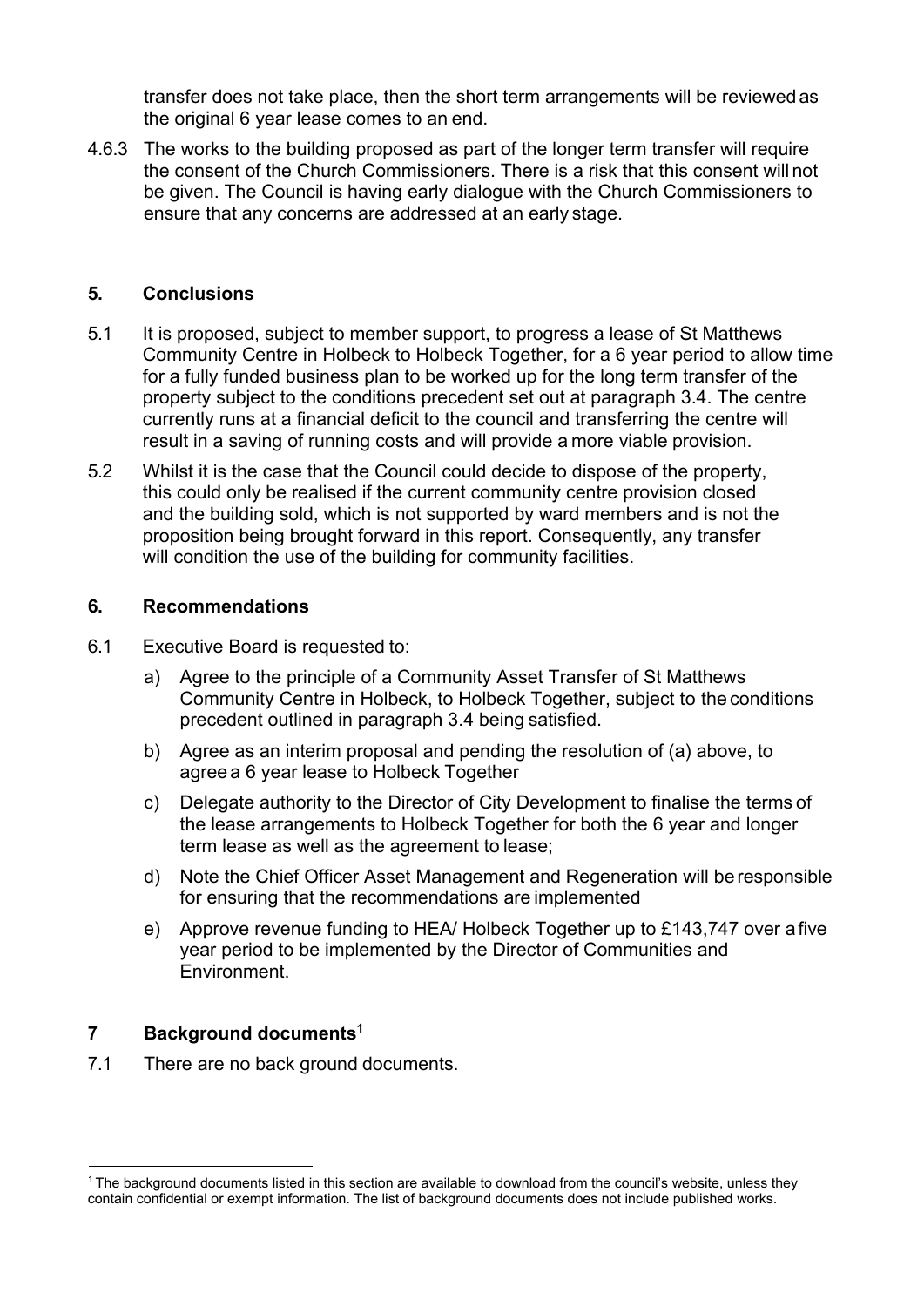transfer does not take place, then the short term arrangements will be reviewed as the original 6 year lease comes to an end.

4.6.3 The works to the building proposed as part of the longer term transfer will require the consent of the Church Commissioners. There is a risk that this consent will not be given. The Council is having early dialogue with the Church Commissioners to ensure that any concerns are addressed at an early stage.

## 5. Conclusions

5.1 It is proposed, subject to member support, to progress a lease of St Matthews Community Centre in Holbeck to Holbeck Together, for a 6 year period to allow time for a fully funded business plan to be worked up for the long term transfer of the property subject to the conditions precedent set out at paragraph 3.4. The centre currently runs at a financial deficit to the council and transferring the centre will result in a saving of running costs and will provide a more viable provision.

5.2 Whilst it is the case that the Council could decide to dispose of the property, this could only be realised if the current community centre provision closed and the building sold, which is not supported by ward members and is not the proposition being brought forward in this report. Consequently, any transfer will condition the use of the building for community facilities.

## 6. Recommendations

6.1 Executive Board is requested to:

a) Agree to the principle of a Community Asset Transfer of St Matthews Community Centre in Holbeck, to Holbeck Together, subject to the conditions precedent outlined in paragraph 3.4 being satisfied.

b) Agree as an interim proposal and pending the resolution of (a) above, to agree a 6 year lease to Holbeck Together

c) Delegate authority to the Director of City Development to finalise the terms of the lease arrangements to Holbeck Together for both the 6 year and longer term lease as well as the agreement to lease;

d) Note the Chief Officer Asset Management and Regeneration will be responsible for ensuring that the recommendations are implemented

e) Approve revenue funding to HEA/ Holbeck Together up to £143,747 over a five year period to be implemented by the Director of Communities and Environment.

## 7 Background documents[1]

7.1 There are no back ground documents.

---

[1] The background documents listed in this section are available to download from the council's website, unless they contain confidential or exempt information. The list of background documents does not include published works.